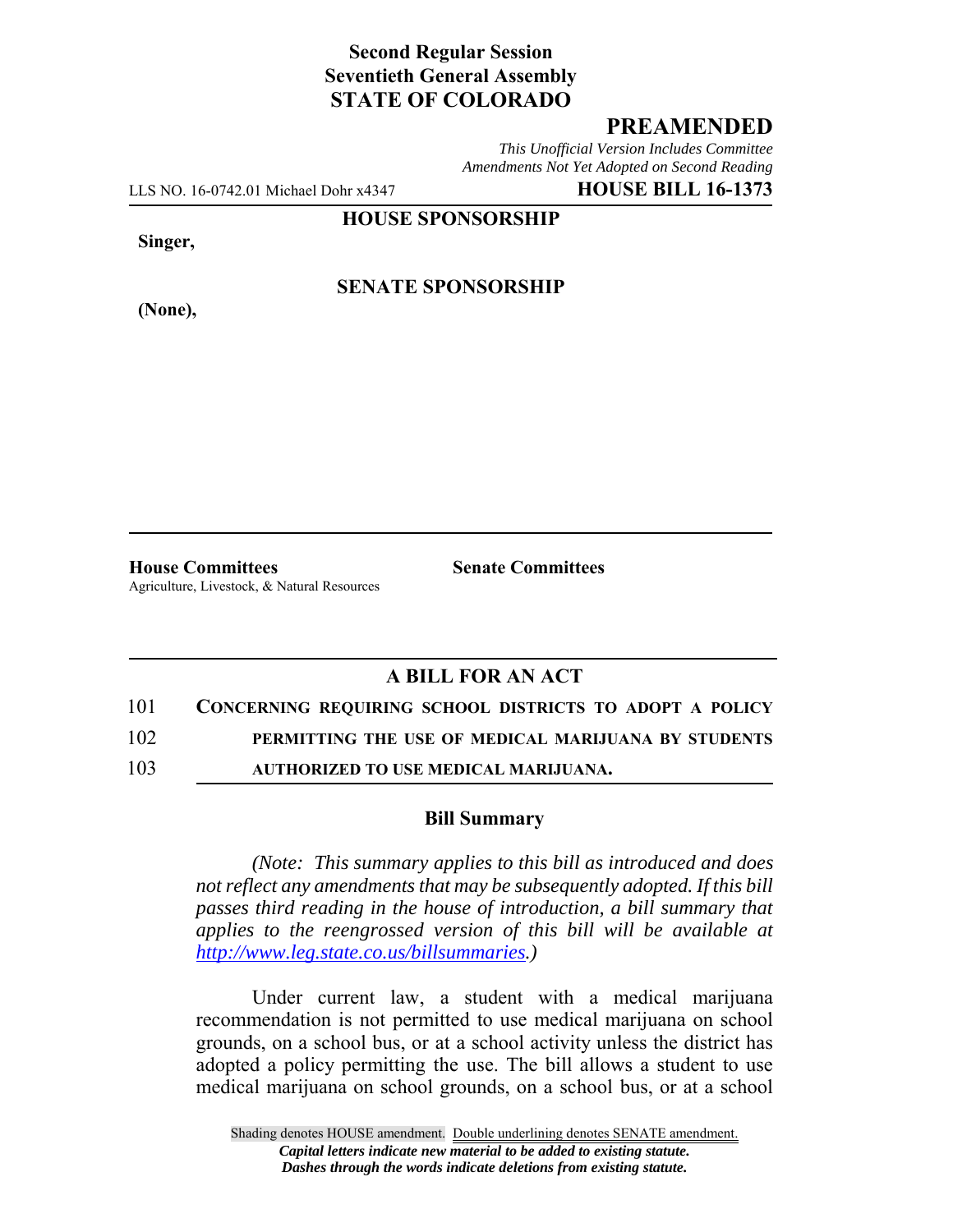**Second Regular Session**
**Seventieth General Assembly**
**STATE OF COLORADO**

## PREAMENDED

*This Unofficial Version Includes Committee Amendments Not Yet Adopted on Second Reading*

LLS NO. 16-0742.01 Michael Dohr x4347 **HOUSE BILL 16-1373**

**HOUSE SPONSORSHIP**

**Singer,**

**SENATE SPONSORSHIP**

**(None),**

---

**House Committees**
Agriculture, Livestock, & Natural Resources

**Senate Committees**

---

### A BILL FOR AN ACT

101 **CONCERNING REQUIRING SCHOOL DISTRICTS TO ADOPT A POLICY**
102 **PERMITTING THE USE OF MEDICAL MARIJUANA BY STUDENTS**
103 **AUTHORIZED TO USE MEDICAL MARIJUANA.**

### Bill Summary

*(Note: This summary applies to this bill as introduced and does not reflect any amendments that may be subsequently adopted. If this bill passes third reading in the house of introduction, a bill summary that applies to the reengrossed version of this bill will be available at http://www.leg.state.co.us/billsummaries.)*

Under current law, a student with a medical marijuana recommendation is not permitted to use medical marijuana on school grounds, on a school bus, or at a school activity unless the district has adopted a policy permitting the use. The bill allows a student to use medical marijuana on school grounds, on a school bus, or at a school

Shading denotes HOUSE amendment. Double underlining denotes SENATE amendment.
*Capital letters indicate new material to be added to existing statute.*
*Dashes through the words indicate deletions from existing statute.*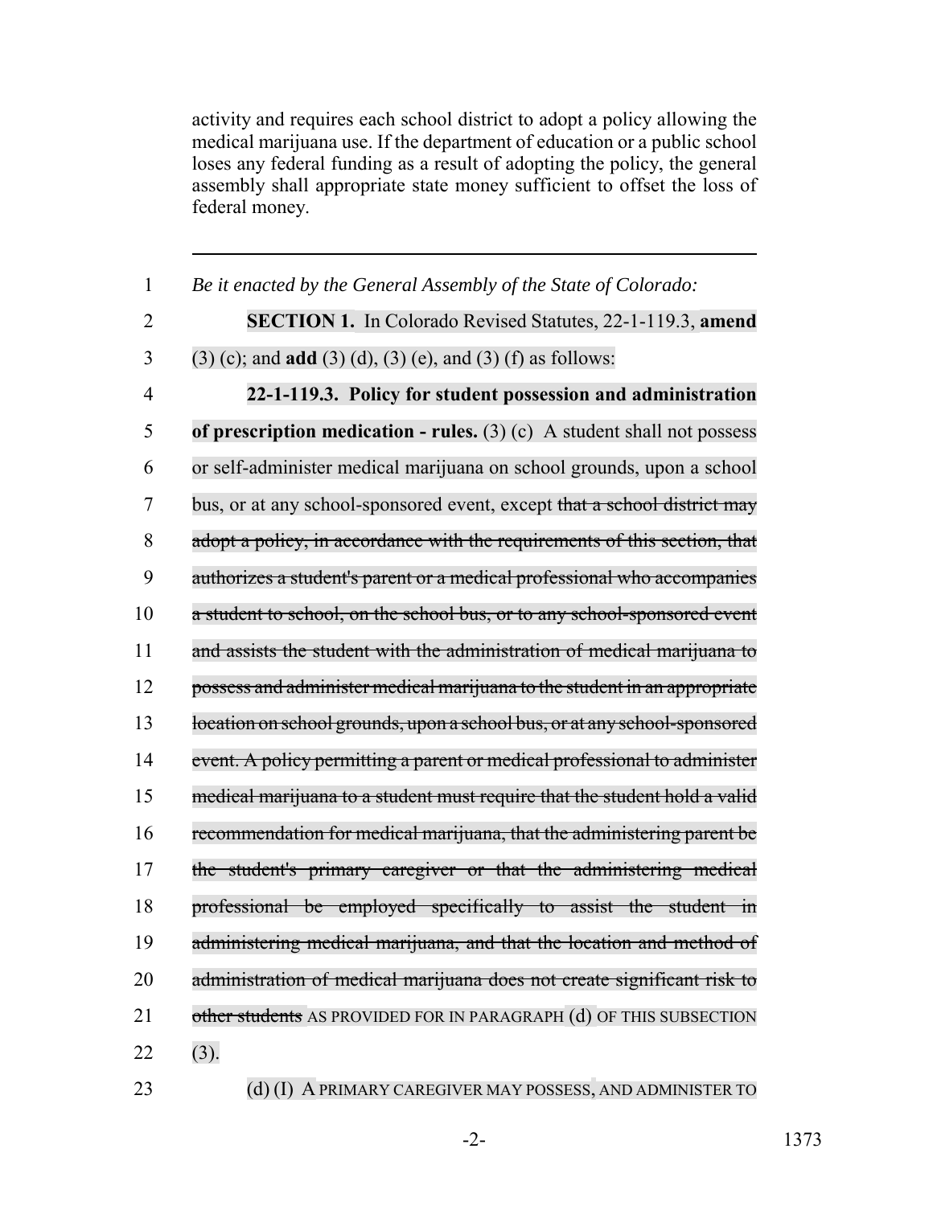activity and requires each school district to adopt a policy allowing the medical marijuana use. If the department of education or a public school loses any federal funding as a result of adopting the policy, the general assembly shall appropriate state money sufficient to offset the loss of federal money.

---

*Be it enacted by the General Assembly of the State of Colorado:*

**SECTION 1.** In Colorado Revised Statutes, 22-1-119.3, **amend** (3) (c); and **add** (3) (d), (3) (e), and (3) (f) as follows:

**22-1-119.3. Policy for student possession and administration of prescription medication - rules.** (3) (c) A student shall not possess or self-administer medical marijuana on school grounds, upon a school bus, or at any school-sponsored event, except ~~that a school district may adopt a policy, in accordance with the requirements of this section, that authorizes a student's parent or a medical professional who accompanies a student to school, on the school bus, or to any school-sponsored event and assists the student with the administration of medical marijuana to possess and administer medical marijuana to the student in an appropriate location on school grounds, upon a school bus, or at any school-sponsored event. A policy permitting a parent or medical professional to administer medical marijuana to a student must require that the student hold a valid recommendation for medical marijuana, that the administering parent be the student's primary caregiver or that the administering medical professional be employed specifically to assist the student in administering medical marijuana, and that the location and method of administration of medical marijuana does not create significant risk to other students~~ AS PROVIDED FOR IN PARAGRAPH (d) OF THIS SUBSECTION (3).

(d) (I) A PRIMARY CAREGIVER MAY POSSESS, AND ADMINISTER TO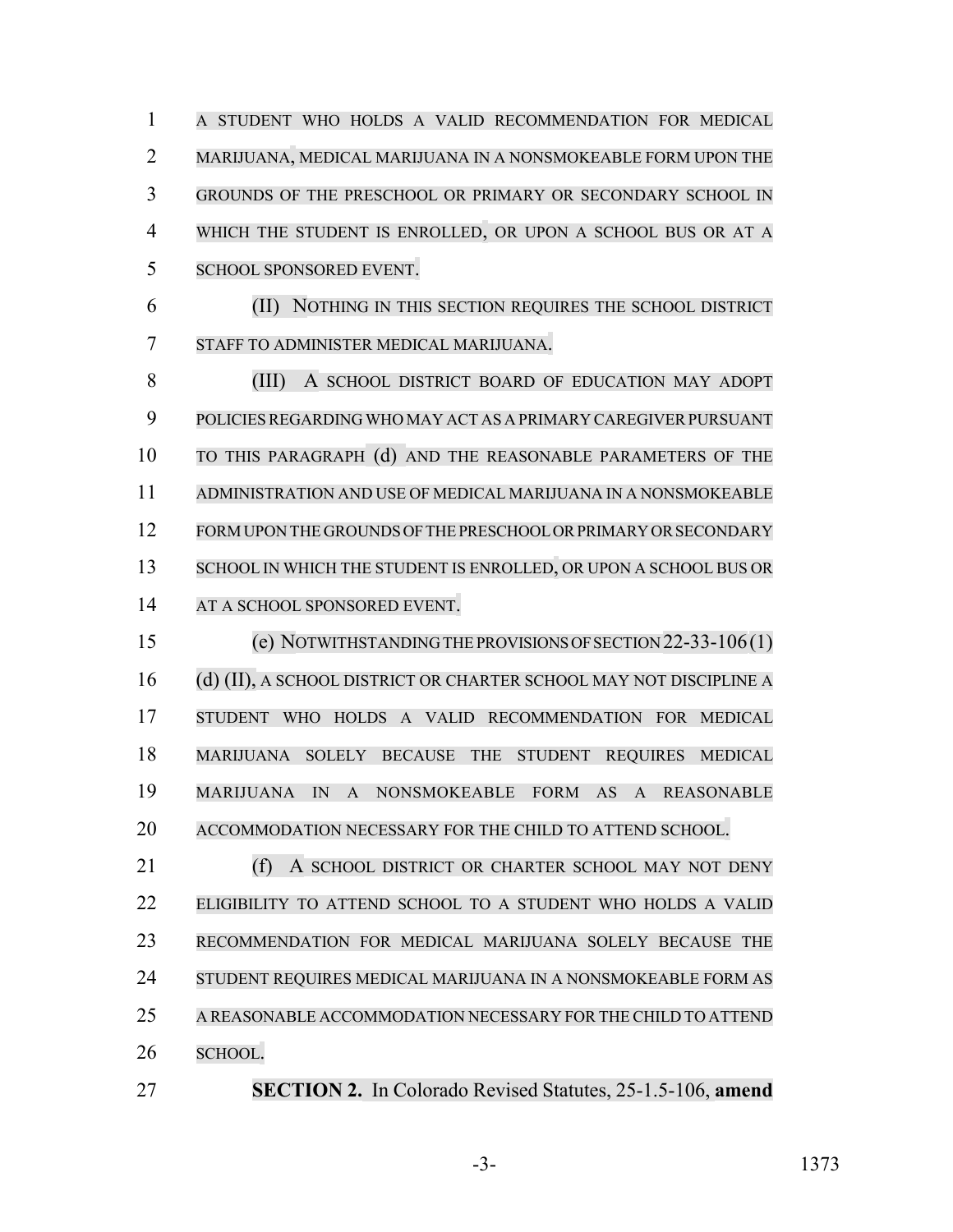A STUDENT WHO HOLDS A VALID RECOMMENDATION FOR MEDICAL MARIJUANA, MEDICAL MARIJUANA IN A NONSMOKEABLE FORM UPON THE GROUNDS OF THE PRESCHOOL OR PRIMARY OR SECONDARY SCHOOL IN WHICH THE STUDENT IS ENROLLED, OR UPON A SCHOOL BUS OR AT A SCHOOL SPONSORED EVENT.

(II) NOTHING IN THIS SECTION REQUIRES THE SCHOOL DISTRICT STAFF TO ADMINISTER MEDICAL MARIJUANA.

(III) A SCHOOL DISTRICT BOARD OF EDUCATION MAY ADOPT POLICIES REGARDING WHO MAY ACT AS A PRIMARY CAREGIVER PURSUANT TO THIS PARAGRAPH (d) AND THE REASONABLE PARAMETERS OF THE ADMINISTRATION AND USE OF MEDICAL MARIJUANA IN A NONSMOKEABLE FORM UPON THE GROUNDS OF THE PRESCHOOL OR PRIMARY OR SECONDARY SCHOOL IN WHICH THE STUDENT IS ENROLLED, OR UPON A SCHOOL BUS OR AT A SCHOOL SPONSORED EVENT.

(e) NOTWITHSTANDING THE PROVISIONS OF SECTION 22-33-106 (1) (d) (II), A SCHOOL DISTRICT OR CHARTER SCHOOL MAY NOT DISCIPLINE A STUDENT WHO HOLDS A VALID RECOMMENDATION FOR MEDICAL MARIJUANA SOLELY BECAUSE THE STUDENT REQUIRES MEDICAL MARIJUANA IN A NONSMOKEABLE FORM AS A REASONABLE ACCOMMODATION NECESSARY FOR THE CHILD TO ATTEND SCHOOL.

(f) A SCHOOL DISTRICT OR CHARTER SCHOOL MAY NOT DENY ELIGIBILITY TO ATTEND SCHOOL TO A STUDENT WHO HOLDS A VALID RECOMMENDATION FOR MEDICAL MARIJUANA SOLELY BECAUSE THE STUDENT REQUIRES MEDICAL MARIJUANA IN A NONSMOKEABLE FORM AS A REASONABLE ACCOMMODATION NECESSARY FOR THE CHILD TO ATTEND SCHOOL.

**SECTION 2.** In Colorado Revised Statutes, 25-1.5-106, **amend**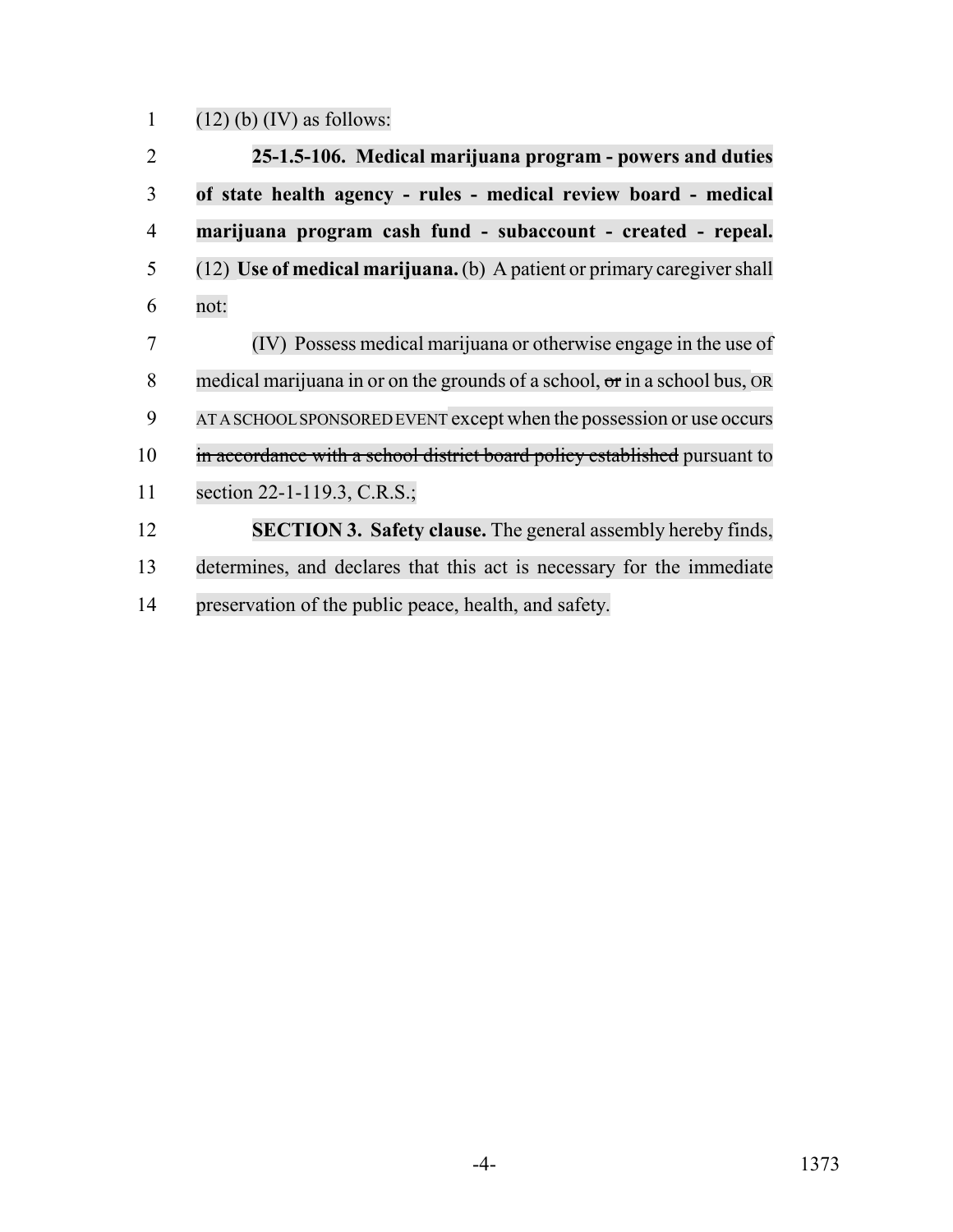(12) (b) (IV) as follows:

**25-1.5-106. Medical marijuana program - powers and duties of state health agency - rules - medical review board - medical marijuana program cash fund - subaccount - created - repeal.** (12) **Use of medical marijuana.** (b) A patient or primary caregiver shall not:

(IV) Possess medical marijuana or otherwise engage in the use of medical marijuana in or on the grounds of a school, ~~or~~ in a school bus, OR AT A SCHOOL SPONSORED EVENT except when the possession or use occurs ~~in accordance with a school district board policy established~~ pursuant to section 22-1-119.3, C.R.S.;

**SECTION 3. Safety clause.** The general assembly hereby finds, determines, and declares that this act is necessary for the immediate preservation of the public peace, health, and safety.